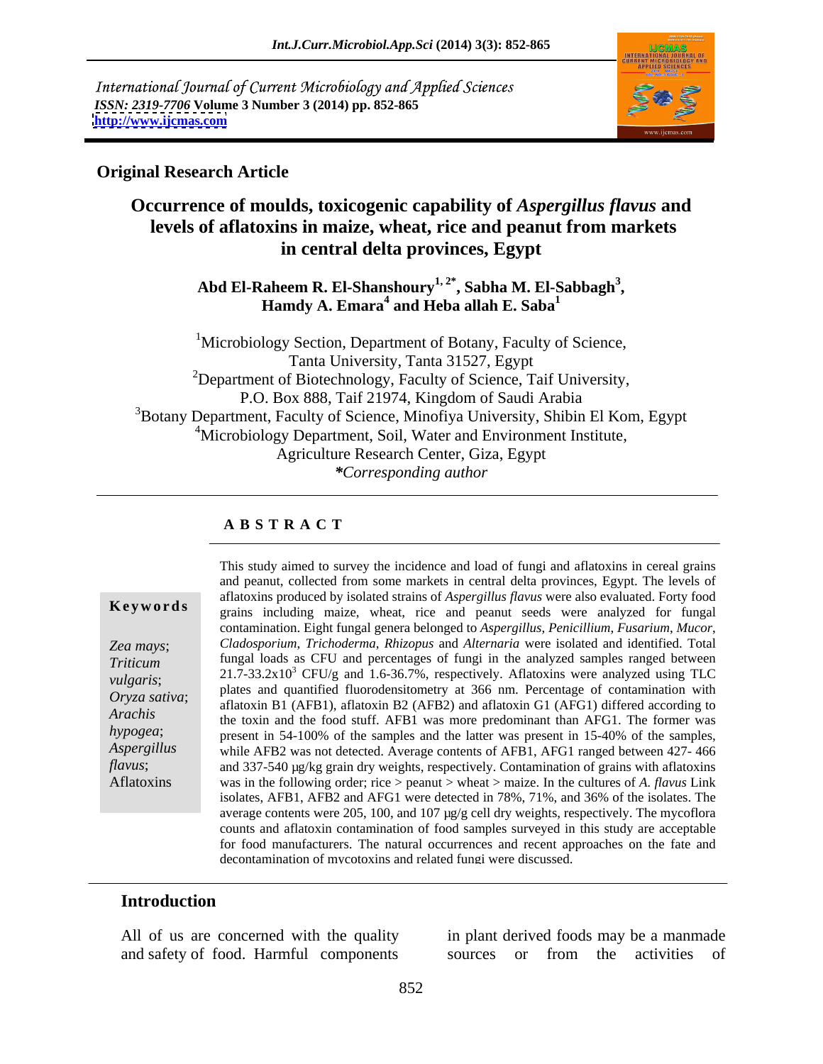International Journal of Current Microbiology and Applied Sciences
*ISSN: 2319-7706* **Volume 3 Number 3 (2014) pp. 852-865**
**http://www.ijcmas.com**

**Original Research Article**

# Occurrence of moulds, toxicogenic capability of *Aspergillus flavus* and levels of aflatoxins in maize, wheat, rice and peanut from markets in central delta provinces, Egypt

**Abd El-Raheem R. El-Shanshoury[1, 2*], Sabha M. El-Sabbagh[3], Hamdy A. Emara[4] and Heba allah E. Saba[1]**

[1]Microbiology Section, Department of Botany, Faculty of Science, Tanta University, Tanta 31527, Egypt
[2]Department of Biotechnology, Faculty of Science, Taif University, P.O. Box 888, Taif 21974, Kingdom of Saudi Arabia
[3]Botany Department, Faculty of Science, Minofiya University, Shibin El Kom, Egypt
[4]Microbiology Department, Soil, Water and Environment Institute, Agriculture Research Center, Giza, Egypt
*\*Corresponding author*

## ABSTRACT

**Keywords**

*Zea mays*; *Triticum vulgaris*; *Oryza sativa*; *Arachis hypogea*; *Aspergillus flavus*; Aflatoxins

This study aimed to survey the incidence and load of fungi and aflatoxins in cereal grains and peanut, collected from some markets in central delta provinces, Egypt. The levels of aflatoxins produced by isolated strains of *Aspergillus flavus* were also evaluated. Forty food grains including maize, wheat, rice and peanut seeds were analyzed for fungal contamination. Eight fungal genera belonged to *Aspergillus*, *Penicillium*, *Fusarium*, *Mucor*, *Cladosporium*, *Trichoderma*, *Rhizopus* and *Alternaria* were isolated and identified. Total fungal loads as CFU and percentages of fungi in the analyzed samples ranged between 21.7-33.2x$10^3$ CFU/g and 1.6-36.7%, respectively. Aflatoxins were analyzed using TLC plates and quantified fluorodensitometry at 366 nm. Percentage of contamination with aflatoxin B1 (AFB1), aflatoxin B2 (AFB2) and aflatoxin G1 (AFG1) differed according to the toxin and the food stuff. AFB1 was more predominant than AFG1. The former was present in 54-100% of the samples and the latter was present in 15-40% of the samples, while AFB2 was not detected. Average contents of AFB1, AFG1 ranged between 427- 466 and 337-540 µg/kg grain dry weights, respectively. Contamination of grains with aflatoxins was in the following order; rice > peanut > wheat > maize. In the cultures of *A. flavus* Link isolates, AFB1, AFB2 and AFG1 were detected in 78%, 71%, and 36% of the isolates. The average contents were 205, 100, and 107 µg/g cell dry weights, respectively. The mycoflora counts and aflatoxin contamination of food samples surveyed in this study are acceptable for food manufacturers. The natural occurrences and recent approaches on the fate and decontamination of mycotoxins and related fungi were discussed.

## Introduction

All of us are concerned with the quality and safety of food. Harmful components in plant derived foods may be a manmade sources or from the activities of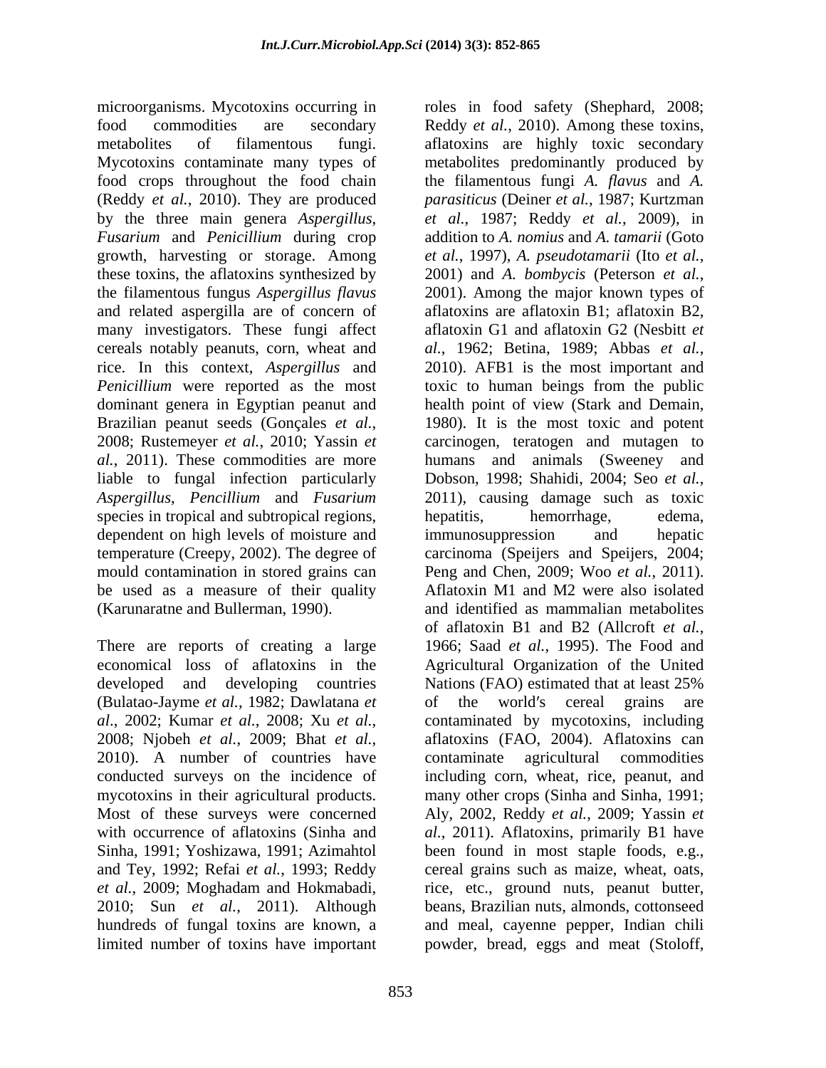microorganisms. Mycotoxins occurring in food commodities are secondary metabolites of filamentous fungi. Mycotoxins contaminate many types of food crops throughout the food chain (Reddy *et al.*, 2010). They are produced by the three main genera *Aspergillus*, *Fusarium* and *Penicillium* during crop growth, harvesting or storage. Among these toxins, the aflatoxins synthesized by the filamentous fungus *Aspergillus flavus* and related aspergilla are of concern of many investigators. These fungi affect cereals notably peanuts, corn, wheat and rice. In this context, *Aspergillus* and *Penicillium* were reported as the most dominant genera in Egyptian peanut and Brazilian peanut seeds (Gonçales *et al.*, 2008; Rustemeyer *et al.*, 2010; Yassin *et al.*, 2011). These commodities are more liable to fungal infection particularly *Aspergillus*, *Pencillium* and *Fusarium* species in tropical and subtropical regions, dependent on high levels of moisture and temperature (Creepy, 2002). The degree of mould contamination in stored grains can be used as a measure of their quality (Karunaratne and Bullerman, 1990).

There are reports of creating a large economical loss of aflatoxins in the developed and developing countries (Bulatao-Jayme *et al.*, 1982; Dawlatana *et al*., 2002; Kumar *et al.*, 2008; Xu *et al.*, 2008; Njobeh *et al.*, 2009; Bhat *et al.*, 2010). A number of countries have conducted surveys on the incidence of mycotoxins in their agricultural products. Most of these surveys were concerned with occurrence of aflatoxins (Sinha and Sinha, 1991; Yoshizawa, 1991; Azimahtol and Tey, 1992; Refai *et al.*, 1993; Reddy *et al.*, 2009; Moghadam and Hokmabadi, 2010; Sun *et al.*, 2011). Although hundreds of fungal toxins are known, a limited number of toxins have important roles in food safety (Shephard, 2008; Reddy *et al.*, 2010). Among these toxins, aflatoxins are highly toxic secondary metabolites predominantly produced by the filamentous fungi *A. flavus* and *A. parasiticus* (Deiner *et al.*, 1987; Kurtzman *et al.*, 1987; Reddy *et al.*, 2009), in addition to *A. nomius* and *A. tamarii* (Goto *et al.*, 1997), *A. pseudotamarii* (Ito *et al.*, 2001) and *A. bombycis* (Peterson *et al.*, 2001). Among the major known types of aflatoxins are aflatoxin B1; aflatoxin B2, aflatoxin G1 and aflatoxin G2 (Nesbitt *et al.*, 1962; Betina, 1989; Abbas *et al.*, 2010). AFB1 is the most important and toxic to human beings from the public health point of view (Stark and Demain, 1980). It is the most toxic and potent carcinogen, teratogen and mutagen to humans and animals (Sweeney and Dobson, 1998; Shahidi, 2004; Seo *et al.*, 2011), causing damage such as toxic hepatitis, hemorrhage, edema, immunosuppression and hepatic carcinoma (Speijers and Speijers, 2004; Peng and Chen, 2009; Woo *et al.*, 2011). Aflatoxin M1 and M2 were also isolated and identified as mammalian metabolites of aflatoxin B1 and B2 (Allcroft *et al.*, 1966; Saad *et al.*, 1995). The Food and Agricultural Organization of the United Nations (FAO) estimated that at least 25% of the world′s cereal grains are contaminated by mycotoxins, including aflatoxins (FAO, 2004). Aflatoxins can contaminate agricultural commodities including corn, wheat, rice, peanut, and many other crops (Sinha and Sinha, 1991; Aly, 2002, Reddy *et al.*, 2009; Yassin *et al*., 2011). Aflatoxins, primarily B1 have been found in most staple foods, e.g., cereal grains such as maize, wheat, oats, rice, etc., ground nuts, peanut butter, beans, Brazilian nuts, almonds, cottonseed and meal, cayenne pepper, Indian chili powder, bread, eggs and meat (Stoloff,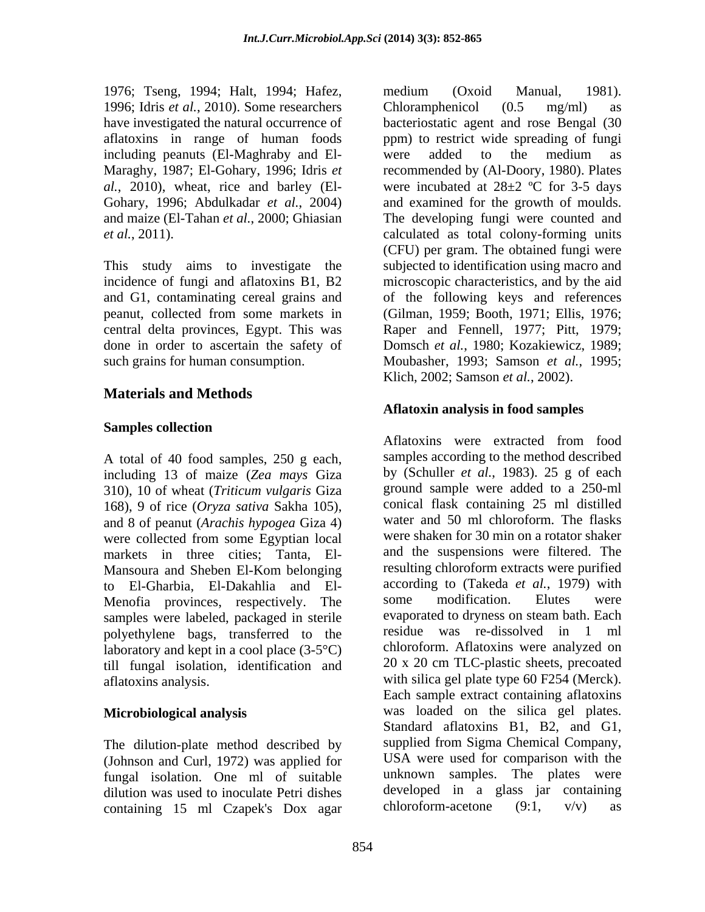1976; Tseng, 1994; Halt, 1994; Hafez, 1996; Idris *et al.*, 2010). Some researchers have investigated the natural occurrence of aflatoxins in range of human foods including peanuts (El-Maghraby and El-Maraghy, 1987; El-Gohary, 1996; Idris *et al.*, 2010), wheat, rice and barley (El-Gohary, 1996; Abdulkadar *et al.*, 2004) and maize (El-Tahan *et al.*, 2000; Ghiasian *et al.*, 2011).

This study aims to investigate the incidence of fungi and aflatoxins B1, B2 and G1, contaminating cereal grains and peanut, collected from some markets in central delta provinces, Egypt. This was done in order to ascertain the safety of such grains for human consumption.

## Materials and Methods

### Samples collection

A total of 40 food samples, 250 g each, including 13 of maize (*Zea mays* Giza 310), 10 of wheat (*Triticum vulgaris* Giza 168), 9 of rice (*Oryza sativa* Sakha 105), and 8 of peanut (*Arachis hypogea* Giza 4) were collected from some Egyptian local markets in three cities; Tanta, El-Mansoura and Sheben El-Kom belonging to El-Gharbia, El-Dakahlia and El-Menofia provinces, respectively. The samples were labeled, packaged in sterile polyethylene bags, transferred to the laboratory and kept in a cool place (3-5°C) till fungal isolation, identification and aflatoxins analysis.

### Microbiological analysis

The dilution-plate method described by (Johnson and Curl, 1972) was applied for fungal isolation. One ml of suitable dilution was used to inoculate Petri dishes containing 15 ml Czapek's Dox agar medium (Oxoid Manual, 1981). Chloramphenicol (0.5 mg/ml) as bacteriostatic agent and rose Bengal (30 ppm) to restrict wide spreading of fungi were added to the medium as recommended by (Al-Doory, 1980). Plates were incubated at 28±2 ºC for 3-5 days and examined for the growth of moulds. The developing fungi were counted and calculated as total colony-forming units (CFU) per gram. The obtained fungi were subjected to identification using macro and microscopic characteristics, and by the aid of the following keys and references (Gilman, 1959; Booth, 1971; Ellis, 1976; Raper and Fennell, 1977; Pitt, 1979; Domsch *et al.*, 1980; Kozakiewicz, 1989; Moubasher, 1993; Samson *et al.*, 1995; Klich, 2002; Samson *et al.*, 2002).

### Aflatoxin analysis in food samples

Aflatoxins were extracted from food samples according to the method described by (Schuller *et al.*, 1983). 25 g of each ground sample were added to a 250-ml conical flask containing 25 ml distilled water and 50 ml chloroform. The flasks were shaken for 30 min on a rotator shaker and the suspensions were filtered. The resulting chloroform extracts were purified according to (Takeda *et al.*, 1979) with some modification. Elutes were evaporated to dryness on steam bath. Each residue was re-dissolved in 1 ml chloroform. Aflatoxins were analyzed on 20 x 20 cm TLC-plastic sheets, precoated with silica gel plate type 60 F254 (Merck). Each sample extract containing aflatoxins was loaded on the silica gel plates. Standard aflatoxins B1, B2, and G1, supplied from Sigma Chemical Company, USA were used for comparison with the unknown samples. The plates were developed in a glass jar containing chloroform-acetone (9:1, v/v) as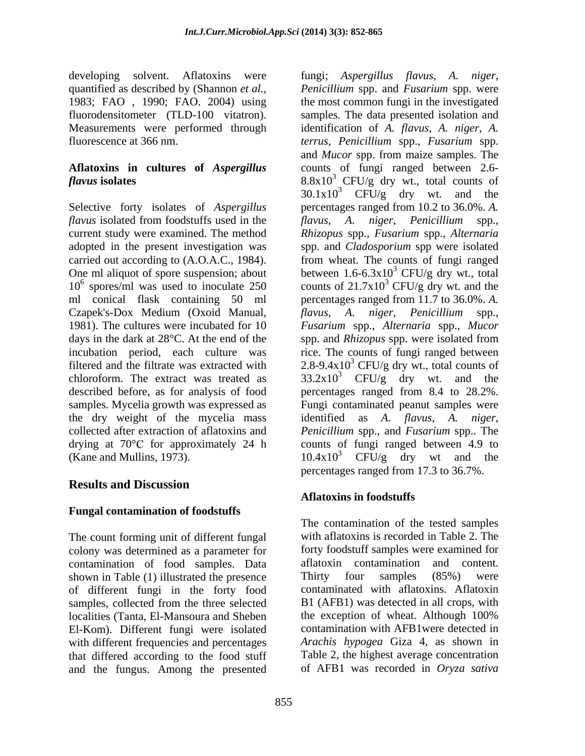developing solvent. Aflatoxins were quantified as described by (Shannon *et al.*, 1983; FAO , 1990; FAO. 2004) using fluorodensitometer (TLD-100 vitatron). Measurements were performed through fluorescence at 366 nm.

### Aflatoxins in cultures of *Aspergillus flavus* isolates

Selective forty isolates of *Aspergillus flavus* isolated from foodstuffs used in the current study were examined. The method adopted in the present investigation was carried out according to (A.O.A.C., 1984). One ml aliquot of spore suspension; about $10^6$ spores/ml was used to inoculate 250 ml conical flask containing 50 ml Czapek's-Dox Medium (Oxoid Manual, 1981). The cultures were incubated for 10 days in the dark at 28°C. At the end of the incubation period, each culture was filtered and the filtrate was extracted with chloroform. The extract was treated as described before, as for analysis of food samples. Mycelia growth was expressed as the dry weight of the mycelia mass collected after extraction of aflatoxins and drying at 70°C for approximately 24 h (Kane and Mullins, 1973).

## Results and Discussion

### Fungal contamination of foodstuffs

The count forming unit of different fungal colony was determined as a parameter for contamination of food samples. Data shown in Table (1) illustrated the presence of different fungi in the forty food samples, collected from the three selected localities (Tanta, El-Mansoura and Sheben El-Kom). Different fungi were isolated with different frequencies and percentages that differed according to the food stuff and the fungus. Among the presented fungi; *Aspergillus flavus*, *A. niger*, *Penicillium* spp. and *Fusarium* spp. were the most common fungi in the investigated samples. The data presented isolation and identification of *A. flavus*, *A. niger*, *A. terrus*, *Penicillium* spp., *Fusarium* spp. and *Mucor* spp. from maize samples. The counts of fungi ranged between 2.6-$8.8x10^3$ CFU/g dry wt., total counts of $30.1x10^3$ CFU/g dry wt. and the percentages ranged from 10.2 to 36.0%. *A. flavus*, *A. niger*, *Penicillium* spp., *Rhizopus* spp., *Fusarium* spp., *Alternaria* spp. and *Cladosporium* spp were isolated from wheat. The counts of fungi ranged between 1.6-$6.3x10^3$ CFU/g dry wt., total counts of $21.7x10^3$ CFU/g dry wt. and the percentages ranged from 11.7 to 36.0%. *A. flavus*, *A. niger*, *Penicillium* spp., *Fusarium* spp., *Alternaria* spp., *Mucor* spp. and *Rhizopus* spp. were isolated from rice. The counts of fungi ranged between 2.8-$9.4x10^3$ CFU/g dry wt., total counts of $33.2x10^3$ CFU/g dry wt. and the percentages ranged from 8.4 to 28.2%. Fungi contaminated peanut samples were identified as *A. flavus*, *A. niger*, *Penicillium* spp., and *Fusarium* spp.. The counts of fungi ranged between 4.9 to $10.4x10^3$ CFU/g dry wt and the percentages ranged from 17.3 to 36.7%.

### Aflatoxins in foodstuffs

The contamination of the tested samples with aflatoxins is recorded in Table 2. The forty foodstuff samples were examined for aflatoxin contamination and content. Thirty four samples (85%) were contaminated with aflatoxins. Aflatoxin B1 (AFB1) was detected in all crops, with the exception of wheat. Although 100% contamination with AFB1were detected in *Arachis hypogea* Giza 4, as shown in Table 2, the highest average concentration of AFB1 was recorded in *Oryza sativa*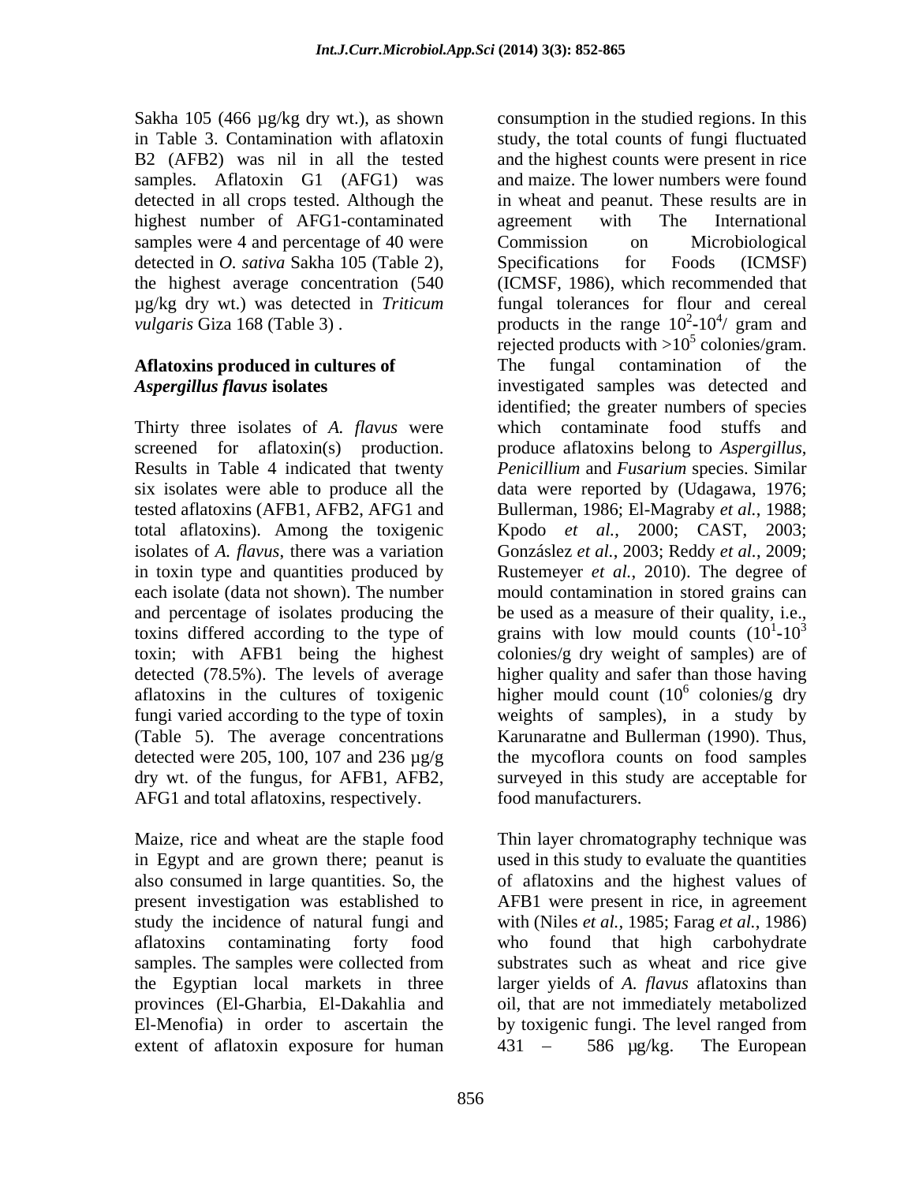Sakha 105 (466 µg/kg dry wt.), as shown in Table 3. Contamination with aflatoxin B2 (AFB2) was nil in all the tested samples. Aflatoxin G1 (AFG1) was detected in all crops tested. Although the highest number of AFG1-contaminated samples were 4 and percentage of 40 were detected in *O. sativa* Sakha 105 (Table 2), the highest average concentration (540 µg/kg dry wt.) was detected in *Triticum vulgaris* Giza 168 (Table 3) .

### Aflatoxins produced in cultures of *Aspergillus flavus* isolates

Thirty three isolates of *A. flavus* were screened for aflatoxin(s) production. Results in Table 4 indicated that twenty six isolates were able to produce all the tested aflatoxins (AFB1, AFB2, AFG1 and total aflatoxins). Among the toxigenic isolates of *A. flavus*, there was a variation in toxin type and quantities produced by each isolate (data not shown). The number and percentage of isolates producing the toxins differed according to the type of toxin; with AFB1 being the highest detected (78.5%). The levels of average aflatoxins in the cultures of toxigenic fungi varied according to the type of toxin (Table 5). The average concentrations detected were 205, 100, 107 and 236 µg/g dry wt. of the fungus, for AFB1, AFB2, AFG1 and total aflatoxins, respectively.

Maize, rice and wheat are the staple food in Egypt and are grown there; peanut is also consumed in large quantities. So, the present investigation was established to study the incidence of natural fungi and aflatoxins contaminating forty food samples. The samples were collected from the Egyptian local markets in three provinces (El-Gharbia, El-Dakahlia and El-Menofia) in order to ascertain the extent of aflatoxin exposure for human consumption in the studied regions. In this study, the total counts of fungi fluctuated and the highest counts were present in rice and maize. The lower numbers were found in wheat and peanut. These results are in agreement with The International Commission on Microbiological Specifications for Foods (ICMSF) (ICMSF, 1986), which recommended that fungal tolerances for flour and cereal products in the range $10^2$-$10^4$/ gram and rejected products with >$10^5$ colonies/gram. The fungal contamination of the investigated samples was detected and identified; the greater numbers of species which contaminate food stuffs and produce aflatoxins belong to *Aspergillus*, *Penicillium* and *Fusarium* species. Similar data were reported by (Udagawa, 1976; Bullerman, 1986; El-Magraby *et al.*, 1988; Kpodo *et al.*, 2000; CAST, 2003; Gonzáslez *et al.*, 2003; Reddy *et al.*, 2009; Rustemeyer *et al.*, 2010). The degree of mould contamination in stored grains can be used as a measure of their quality, i.e., grains with low mould counts ($10^1$-$10^3$ colonies/g dry weight of samples) are of higher quality and safer than those having higher mould count ($10^6$ colonies/g dry weights of samples), in a study by Karunaratne and Bullerman (1990). Thus, the mycoflora counts on food samples surveyed in this study are acceptable for food manufacturers.

Thin layer chromatography technique was used in this study to evaluate the quantities of aflatoxins and the highest values of AFB1 were present in rice, in agreement with (Niles *et al.*, 1985; Farag *et al.*, 1986) who found that high carbohydrate substrates such as wheat and rice give larger yields of *A. flavus* aflatoxins than oil, that are not immediately metabolized by toxigenic fungi. The level ranged from 431 – 586 µg/kg. The European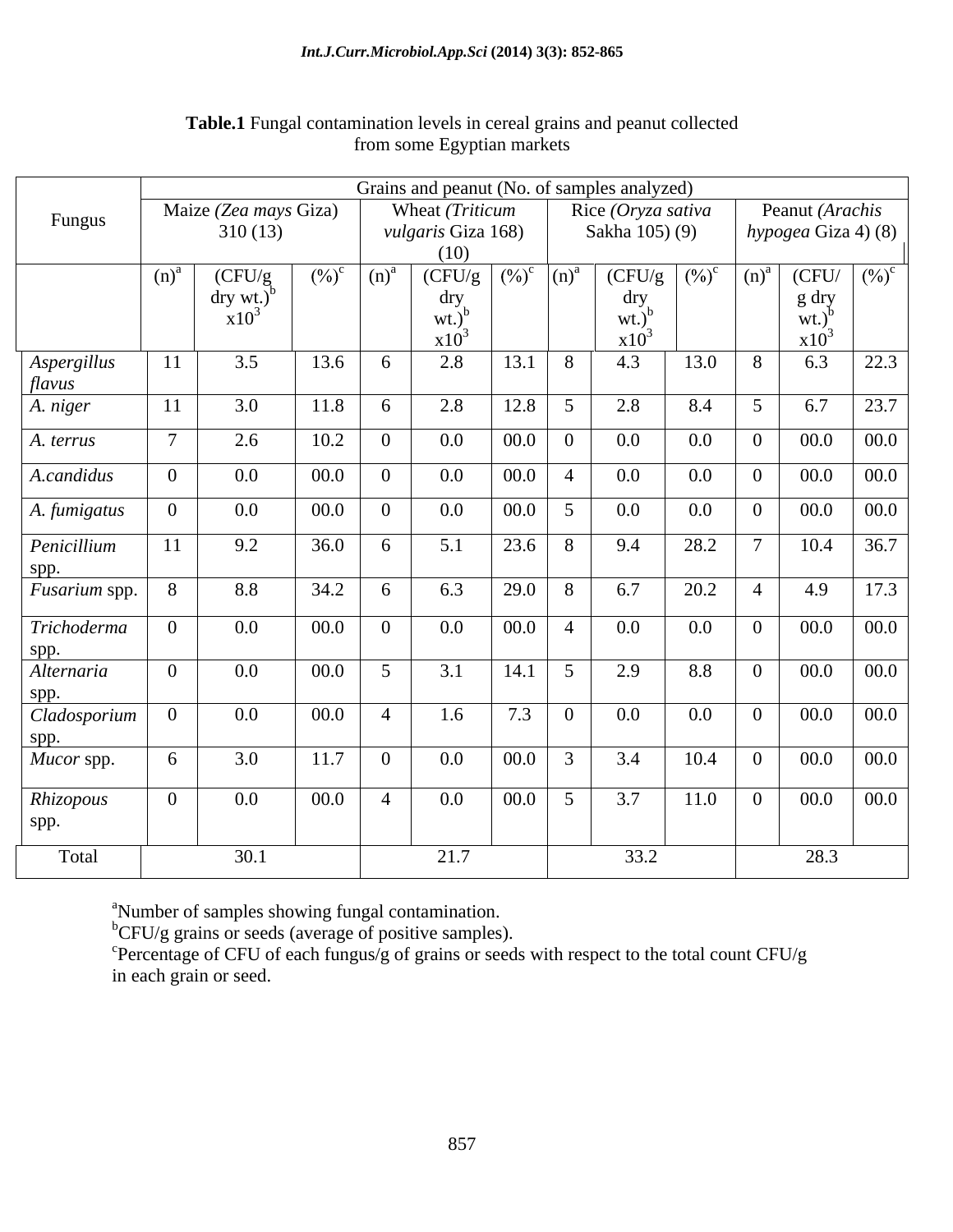**Table.1** Fungal contamination levels in cereal grains and peanut collected from some Egyptian markets

| Fungus | Grains and peanut (No. of samples analyzed) | | | | | | | | | | | |
|---|---|---|---|---|---|---|---|---|---|---|---|---|
| | Maize (*Zea mays* Giza) 310 (13) | | | Wheat (*Triticum vulgaris* Giza 168) (10) | | | Rice (*Oryza sativa* Sakha 105) (9) | | | Peanut (*Arachis hypogea* Giza 4) (8) | | |
| | (n)[a] | (CFU/g dry wt.)[b] $x10^3$ | (%)[c] | (n)[a] | (CFU/g dry wt.)[b] $x10^3$ | (%)[c] | (n)[a] | (CFU/g dry wt.)[b] $x10^3$ | (%)[c] | (n)[a] | (CFU/g dry wt.)[b] $x10^3$ | (%)[c] |
| *Aspergillus flavus* | 11 | 3.5 | 13.6 | 6 | 2.8 | 13.1 | 8 | 4.3 | 13.0 | 8 | 6.3 | 22.3 |
| *A. niger* | 11 | 3.0 | 11.8 | 6 | 2.8 | 12.8 | 5 | 2.8 | 8.4 | 5 | 6.7 | 23.7 |
| *A. terrus* | 7 | 2.6 | 10.2 | 0 | 0.0 | 00.0 | 0 | 0.0 | 0.0 | 0 | 00.0 | 00.0 |
| *A.candidus* | 0 | 0.0 | 00.0 | 0 | 0.0 | 00.0 | 4 | 0.0 | 0.0 | 0 | 00.0 | 00.0 |
| *A. fumigatus* | 0 | 0.0 | 00.0 | 0 | 0.0 | 00.0 | 5 | 0.0 | 0.0 | 0 | 00.0 | 00.0 |
| *Penicillium* spp. | 11 | 9.2 | 36.0 | 6 | 5.1 | 23.6 | 8 | 9.4 | 28.2 | 7 | 10.4 | 36.7 |
| *Fusarium* spp. | 8 | 8.8 | 34.2 | 6 | 6.3 | 29.0 | 8 | 6.7 | 20.2 | 4 | 4.9 | 17.3 |
| *Trichoderma* spp. | 0 | 0.0 | 00.0 | 0 | 0.0 | 00.0 | 4 | 0.0 | 0.0 | 0 | 00.0 | 00.0 |
| *Alternaria* spp. | 0 | 0.0 | 00.0 | 5 | 3.1 | 14.1 | 5 | 2.9 | 8.8 | 0 | 00.0 | 00.0 |
| *Cladosporium* spp. | 0 | 0.0 | 00.0 | 4 | 1.6 | 7.3 | 0 | 0.0 | 0.0 | 0 | 00.0 | 00.0 |
| *Mucor* spp. | 6 | 3.0 | 11.7 | 0 | 0.0 | 00.0 | 3 | 3.4 | 10.4 | 0 | 00.0 | 00.0 |
| *Rhizopous* spp. | 0 | 0.0 | 00.0 | 4 | 0.0 | 00.0 | 5 | 3.7 | 11.0 | 0 | 00.0 | 00.0 |
| Total | | 30.1 | | | 21.7 | | | 33.2 | | | 28.3 | |

[a]Number of samples showing fungal contamination.
[b]CFU/g grains or seeds (average of positive samples).
[c]Percentage of CFU of each fungus/g of grains or seeds with respect to the total count CFU/g in each grain or seed.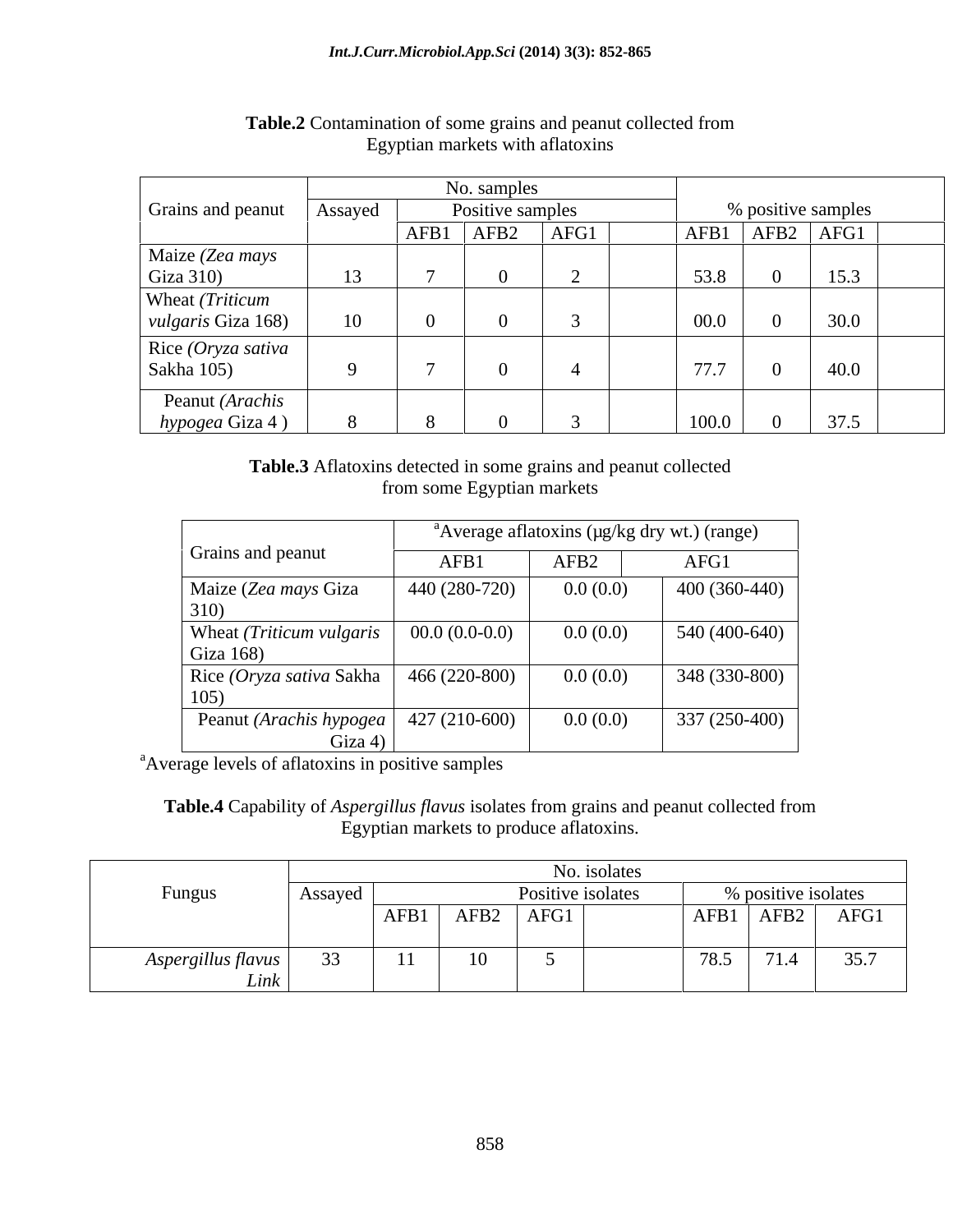**Table.2** Contamination of some grains and peanut collected from Egyptian markets with aflatoxins

| Grains and peanut | No. samples | | | | | % positive samples | | | |
|---|---|---|---|---|---|---|---|---|---|
| | Assayed | Positive samples | | | | | | | |
| | | AFB1 | AFB2 | AFG1 | | AFB1 | AFB2 | AFG1 | |
| Maize (*Zea mays* Giza 310) | 13 | 7 | 0 | 2 | | 53.8 | 0 | 15.3 | |
| Wheat (*Triticum vulgaris* Giza 168) | 10 | 0 | 0 | 3 | | 00.0 | 0 | 30.0 | |
| Rice (*Oryza sativa* Sakha 105) | 9 | 7 | 0 | 4 | | 77.7 | 0 | 40.0 | |
| Peanut (*Arachis hypogea* Giza 4 ) | 8 | 8 | 0 | 3 | | 100.0 | 0 | 37.5 | |

**Table.3** Aflatoxins detected in some grains and peanut collected from some Egyptian markets

| Grains and peanut | [a]Average aflatoxins (µg/kg dry wt.) (range) | | |
|---|---|---|---|
| | AFB1 | AFB2 | AFG1 |
| Maize (*Zea mays* Giza 310) | 440 (280-720) | 0.0 (0.0) | 400 (360-440) |
| Wheat (*Triticum vulgaris* Giza 168) | 00.0 (0.0-0.0) | 0.0 (0.0) | 540 (400-640) |
| Rice (*Oryza sativa* Sakha 105) | 466 (220-800) | 0.0 (0.0) | 348 (330-800) |
| Peanut (*Arachis hypogea* Giza 4) | 427 (210-600) | 0.0 (0.0) | 337 (250-400) |

[a]Average levels of aflatoxins in positive samples

**Table.4** Capability of *Aspergillus flavus* isolates from grains and peanut collected from Egyptian markets to produce aflatoxins.

| Fungus | No. isolates | | | | | | | |
|---|---|---|---|---|---|---|---|---|
| | Assayed | Positive isolates | | | | % positive isolates | | |
| | | AFB1 | AFB2 | AFG1 | | AFB1 | AFB2 | AFG1 |
| *Aspergillus flavus Link* | 33 | 11 | 10 | 5 | | 78.5 | 71.4 | 35.7 |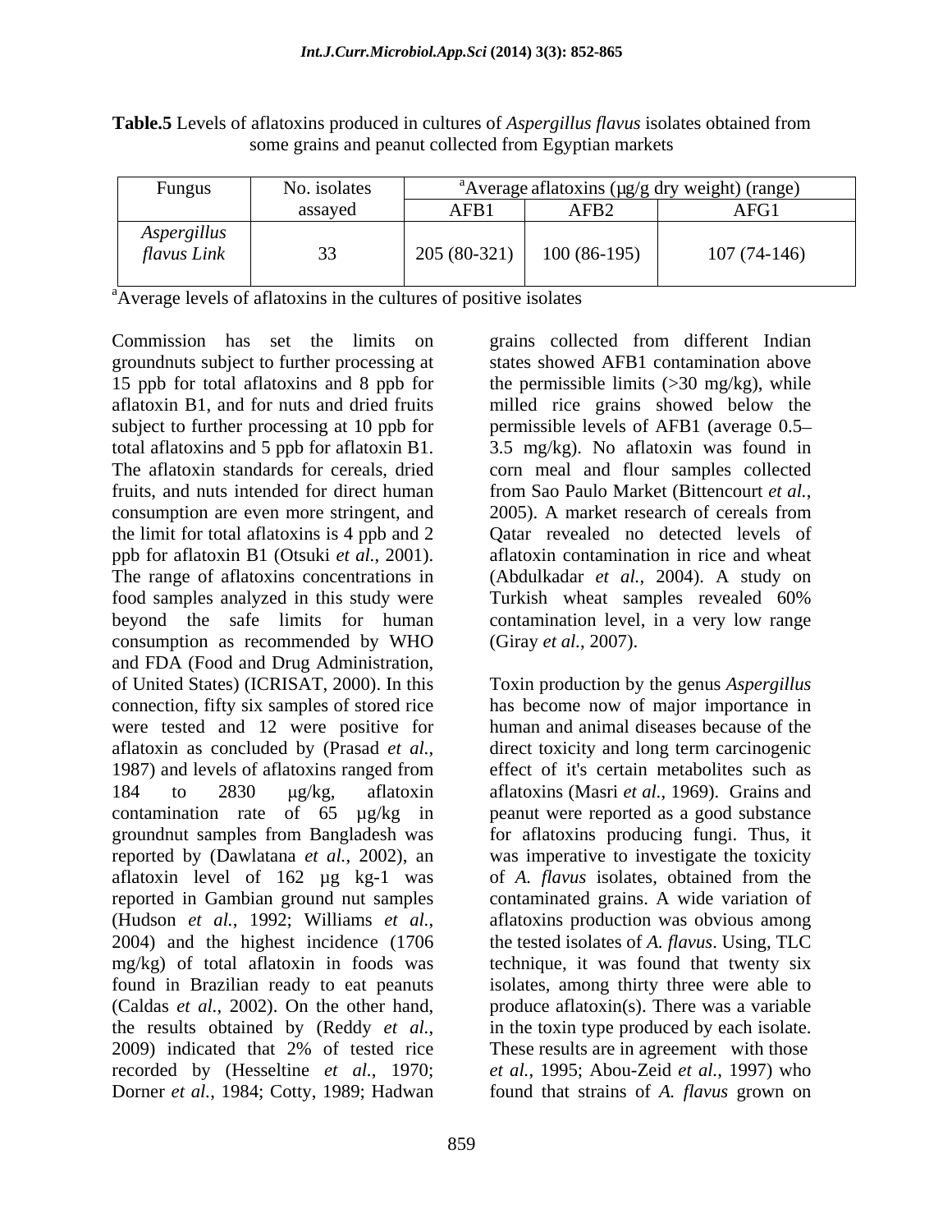**Table.5** Levels of aflatoxins produced in cultures of *Aspergillus flavus* isolates obtained from some grains and peanut collected from Egyptian markets

| Fungus | No. isolates assayed | [a]Average aflatoxins (µg/g dry weight) (range) | | |
|---|---|---|---|---|
| | | AFB1 | AFB2 | AFG1 |
| *Aspergillus flavus Link* | 33 | 205 (80-321) | 100 (86-195) | 107 (74-146) |

[a]Average levels of aflatoxins in the cultures of positive isolates

Commission has set the limits on groundnuts subject to further processing at 15 ppb for total aflatoxins and 8 ppb for aflatoxin B1, and for nuts and dried fruits subject to further processing at 10 ppb for total aflatoxins and 5 ppb for aflatoxin B1. The aflatoxin standards for cereals, dried fruits, and nuts intended for direct human consumption are even more stringent, and the limit for total aflatoxins is 4 ppb and 2 ppb for aflatoxin B1 (Otsuki *et al.*, 2001). The range of aflatoxins concentrations in food samples analyzed in this study were beyond the safe limits for human consumption as recommended by WHO and FDA (Food and Drug Administration, of United States) (ICRISAT, 2000). In this connection, fifty six samples of stored rice were tested and 12 were positive for aflatoxin as concluded by (Prasad *et al.*, 1987) and levels of aflatoxins ranged from 184 to 2830 µg/kg, aflatoxin contamination rate of 65 µg/kg in groundnut samples from Bangladesh was reported by (Dawlatana *et al.*, 2002), an aflatoxin level of 162 µg kg-1 was reported in Gambian ground nut samples (Hudson *et al.*, 1992; Williams *et al.*, 2004) and the highest incidence (1706 mg/kg) of total aflatoxin in foods was found in Brazilian ready to eat peanuts (Caldas *et al.*, 2002). On the other hand, the results obtained by (Reddy *et al.*, 2009) indicated that 2% of tested rice grains collected from different Indian states showed AFB1 contamination above the permissible limits (>30 mg/kg), while milled rice grains showed below the permissible levels of AFB1 (average 0.5–3.5 mg/kg). No aflatoxin was found in corn meal and flour samples collected from Sao Paulo Market (Bittencourt *et al.*, 2005). A market research of cereals from Qatar revealed no detected levels of aflatoxin contamination in rice and wheat (Abdulkadar *et al.*, 2004). A study on Turkish wheat samples revealed 60% contamination level, in a very low range (Giray *et al.*, 2007).

Toxin production by the genus *Aspergillus* has become now of major importance in human and animal diseases because of the direct toxicity and long term carcinogenic effect of it's certain metabolites such as aflatoxins (Masri *et al.*, 1969). Grains and peanut were reported as a good substance for aflatoxins producing fungi. Thus, it was imperative to investigate the toxicity of *A. flavus* isolates, obtained from the contaminated grains. A wide variation of aflatoxins production was obvious among the tested isolates of *A. flavus*. Using, TLC technique, it was found that twenty six isolates, among thirty three were able to produce aflatoxin(s). There was a variable in the toxin type produced by each isolate. These results are in agreement with those recorded by (Hesseltine *et al.*, 1970; Dorner *et al.*, 1984; Cotty, 1989; Hadwan *et al.*, 1995; Abou-Zeid *et al.*, 1997) who found that strains of *A. flavus* grown on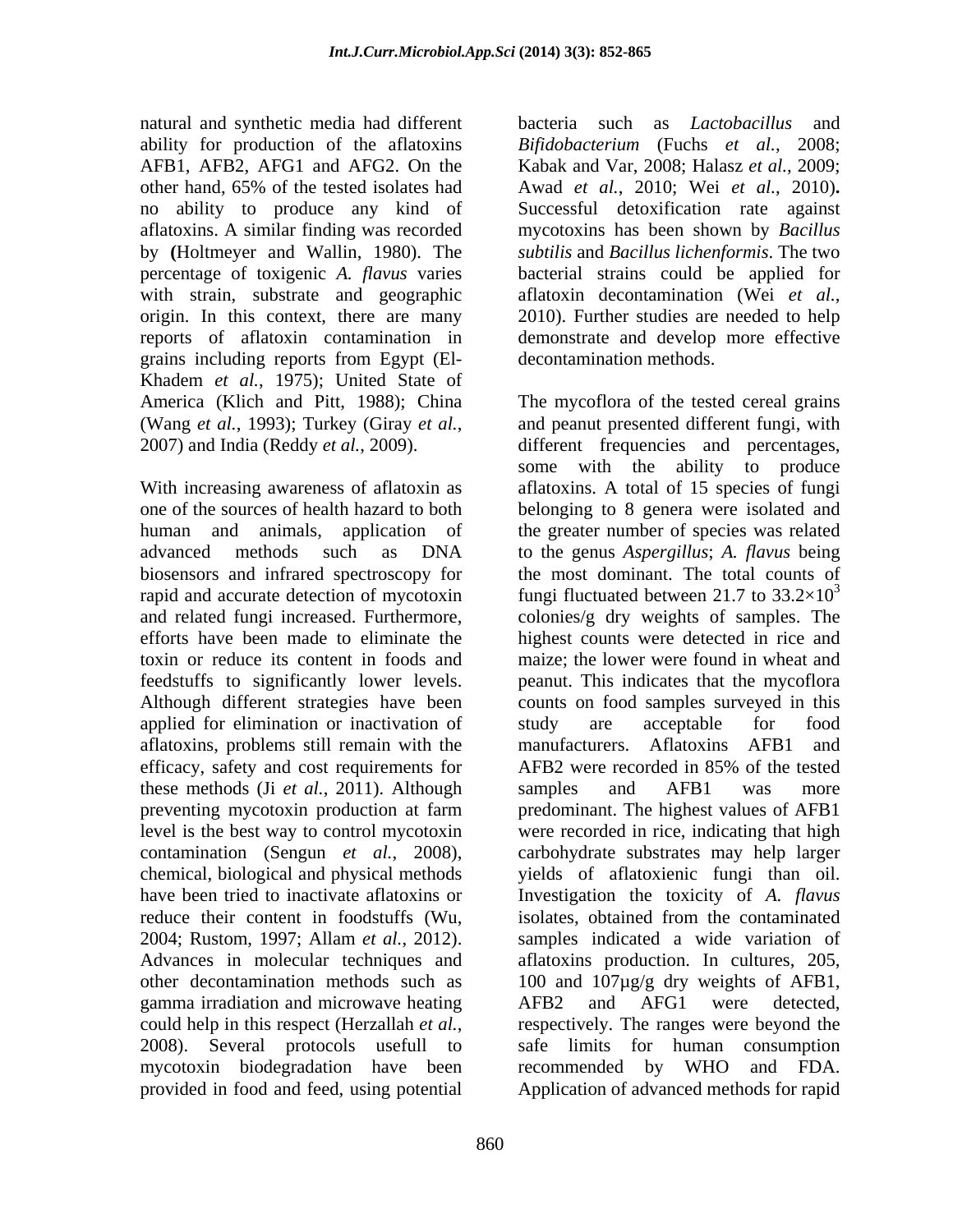natural and synthetic media had different ability for production of the aflatoxins AFB1, AFB2, AFG1 and AFG2. On the other hand, 65% of the tested isolates had no ability to produce any kind of aflatoxins. A similar finding was recorded by **(**Holtmeyer and Wallin, 1980). The percentage of toxigenic *A. flavus* varies with strain, substrate and geographic origin. In this context, there are many reports of aflatoxin contamination in grains including reports from Egypt (El-Khadem *et al.*, 1975); United State of America (Klich and Pitt, 1988); China (Wang *et al.*, 1993); Turkey (Giray *et al.*, 2007) and India (Reddy *et al.*, 2009).

With increasing awareness of aflatoxin as one of the sources of health hazard to both human and animals, application of advanced methods such as DNA biosensors and infrared spectroscopy for rapid and accurate detection of mycotoxin and related fungi increased. Furthermore, efforts have been made to eliminate the toxin or reduce its content in foods and feedstuffs to significantly lower levels. Although different strategies have been applied for elimination or inactivation of aflatoxins, problems still remain with the efficacy, safety and cost requirements for these methods (Ji *et al.*, 2011). Although preventing mycotoxin production at farm level is the best way to control mycotoxin contamination (Sengun *et al.*, 2008), chemical, biological and physical methods have been tried to inactivate aflatoxins or reduce their content in foodstuffs (Wu, 2004; Rustom, 1997; Allam *et al.*, 2012). Advances in molecular techniques and other decontamination methods such as gamma irradiation and microwave heating could help in this respect (Herzallah *et al.*, 2008). Several protocols usefull to mycotoxin biodegradation have been provided in food and feed, using potential bacteria such as *Lactobacillus* and *Bifidobacterium* (Fuchs *et al.*, 2008; Kabak and Var, 2008; Halasz *et al.*, 2009; Awad *et al.*, 2010; Wei *et al.*, 2010)**.** Successful detoxification rate against mycotoxins has been shown by *Bacillus subtilis* and *Bacillus lichenformis*. The two bacterial strains could be applied for aflatoxin decontamination (Wei *et al.*, 2010). Further studies are needed to help demonstrate and develop more effective decontamination methods.

The mycoflora of the tested cereal grains and peanut presented different fungi, with different frequencies and percentages, some with the ability to produce aflatoxins. A total of 15 species of fungi belonging to 8 genera were isolated and the greater number of species was related to the genus *Aspergillus*; *A. flavus* being the most dominant. The total counts of fungi fluctuated between 21.7 to $33.2\times10^3$ colonies/g dry weights of samples. The highest counts were detected in rice and maize; the lower were found in wheat and peanut. This indicates that the mycoflora counts on food samples surveyed in this study are acceptable for food manufacturers. Aflatoxins AFB1 and AFB2 were recorded in 85% of the tested samples and AFB1 was more predominant. The highest values of AFB1 were recorded in rice, indicating that high carbohydrate substrates may help larger yields of aflatoxienic fungi than oil. Investigation the toxicity of *A. flavus* isolates, obtained from the contaminated samples indicated a wide variation of aflatoxins production. In cultures, 205, 100 and 107µg/g dry weights of AFB1, AFB2 and AFG1 were detected, respectively. The ranges were beyond the safe limits for human consumption recommended by WHO and FDA. Application of advanced methods for rapid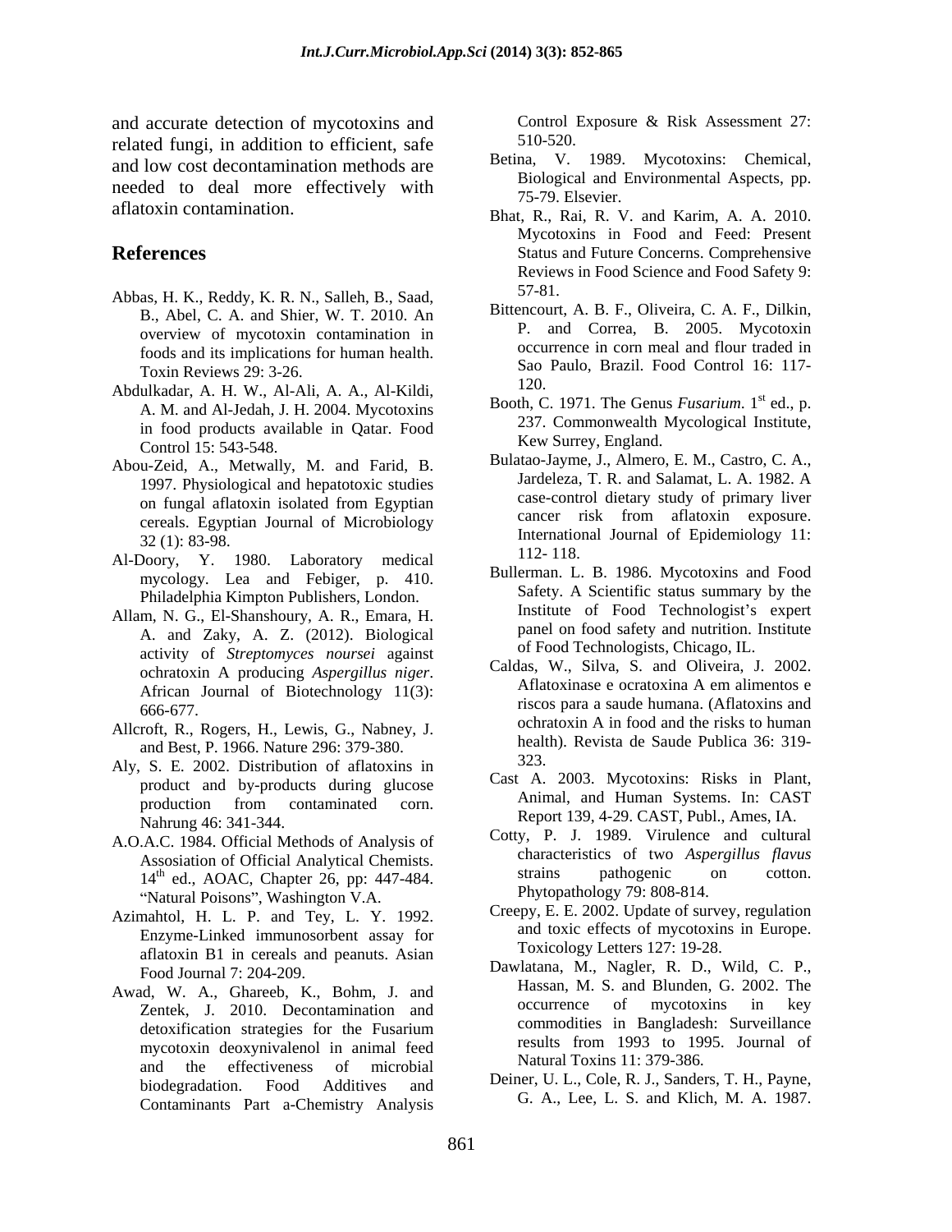and accurate detection of mycotoxins and related fungi, in addition to efficient, safe and low cost decontamination methods are needed to deal more effectively with aflatoxin contamination.

## References

Abbas, H. K., Reddy, K. R. N., Salleh, B., Saad, B., Abel, C. A. and Shier, W. T. 2010. An overview of mycotoxin contamination in foods and its implications for human health. Toxin Reviews 29: 3-26.

Abdulkadar, A. H. W., Al-Ali, A. A., Al-Kildi, A. M. and Al-Jedah, J. H. 2004. Mycotoxins in food products available in Qatar. Food Control 15: 543-548.

Abou-Zeid, A., Metwally, M. and Farid, B. 1997. Physiological and hepatotoxic studies on fungal aflatoxin isolated from Egyptian cereals. Egyptian Journal of Microbiology 32 (1): 83-98.

Al-Doory, Y. 1980. Laboratory medical mycology. Lea and Febiger, p. 410. Philadelphia Kimpton Publishers, London.

Allam, N. G., El-Shanshoury, A. R., Emara, H. A. and Zaky, A. Z. (2012). Biological activity of *Streptomyces noursei* against ochratoxin A producing *Aspergillus niger*. African Journal of Biotechnology 11(3): 666-677.

Allcroft, R., Rogers, H., Lewis, G., Nabney, J. and Best, P. 1966. Nature 296: 379-380.

Aly, S. E. 2002. Distribution of aflatoxins in product and by-products during glucose production from contaminated corn. Nahrung 46: 341-344.

A.O.A.C. 1984. Official Methods of Analysis of Assosiation of Official Analytical Chemists. 14th ed., AOAC, Chapter 26, pp: 447-484. "Natural Poisons", Washington V.A.

Azimahtol, H. L. P. and Tey, L. Y. 1992. Enzyme-Linked immunosorbent assay for aflatoxin B1 in cereals and peanuts. Asian Food Journal 7: 204-209.

Awad, W. A., Ghareeb, K., Bohm, J. and Zentek, J. 2010. Decontamination and detoxification strategies for the Fusarium mycotoxin deoxynivalenol in animal feed and the effectiveness of microbial biodegradation. Food Additives and Contaminants Part a-Chemistry Analysis Control Exposure & Risk Assessment 27: 510-520.

Betina, V. 1989. Mycotoxins: Chemical, Biological and Environmental Aspects, pp. 75-79. Elsevier.

Bhat, R., Rai, R. V. and Karim, A. A. 2010. Mycotoxins in Food and Feed: Present Status and Future Concerns. Comprehensive Reviews in Food Science and Food Safety 9: 57-81.

Bittencourt, A. B. F., Oliveira, C. A. F., Dilkin, P. and Correa, B. 2005. Mycotoxin occurrence in corn meal and flour traded in Sao Paulo, Brazil. Food Control 16: 117-120.

Booth, C. 1971. The Genus *Fusarium*. 1st ed., p. 237. Commonwealth Mycological Institute, Kew Surrey, England.

Bulatao-Jayme, J., Almero, E. M., Castro, C. A., Jardeleza, T. R. and Salamat, L. A. 1982. A case-control dietary study of primary liver cancer risk from aflatoxin exposure. International Journal of Epidemiology 11: 112- 118.

Bullerman. L. B. 1986. Mycotoxins and Food Safety. A Scientific status summary by the Institute of Food Technologist's expert panel on food safety and nutrition. Institute of Food Technologists, Chicago, IL.

Caldas, W., Silva, S. and Oliveira, J. 2002. Aflatoxinase e ocratoxina A em alimentos e riscos para a saude humana. (Aflatoxins and ochratoxin A in food and the risks to human health). Revista de Saude Publica 36: 319-323.

Cast A. 2003. Mycotoxins: Risks in Plant, Animal, and Human Systems. In: CAST Report 139, 4-29. CAST, Publ., Ames, IA.

Cotty, P. J. 1989. Virulence and cultural characteristics of two *Aspergillus flavus* strains pathogenic on cotton. Phytopathology 79: 808-814.

Creepy, E. E. 2002. Update of survey, regulation and toxic effects of mycotoxins in Europe. Toxicology Letters 127: 19-28.

Dawlatana, M., Nagler, R. D., Wild, C. P., Hassan, M. S. and Blunden, G. 2002. The occurrence of mycotoxins in key commodities in Bangladesh: Surveillance results from 1993 to 1995. Journal of Natural Toxins 11: 379-386.

Deiner, U. L., Cole, R. J., Sanders, T. H., Payne, G. A., Lee, L. S. and Klich, M. A. 1987.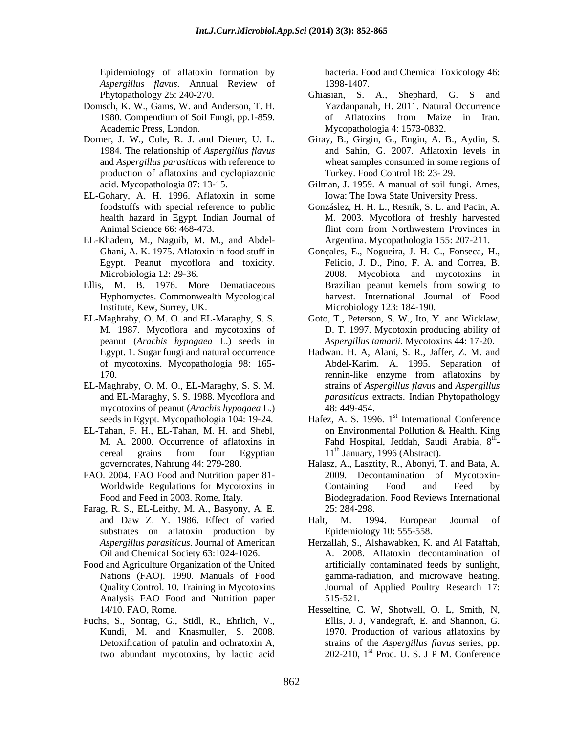Epidemiology of aflatoxin formation by *Aspergillus flavus*. Annual Review of Phytopathology 25: 240-270.

Domsch, K. W., Gams, W. and Anderson, T. H. 1980. Compendium of Soil Fungi, pp.1-859. Academic Press, London.

Dorner, J. W., Cole, R. J. and Diener, U. L. 1984. The relationship of *Aspergillus flavus* and *Aspergillus parasiticus* with reference to production of aflatoxins and cyclopiazonic acid. Mycopathologia 87: 13-15.

EL-Gohary, A. H. 1996. Aflatoxin in some foodstuffs with special reference to public health hazard in Egypt. Indian Journal of Animal Science 66: 468-473.

EL-Khadem, M., Naguib, M. M., and Abdel-Ghani, A. K. 1975. Aflatoxin in food stuff in Egypt. Peanut mycoflora and toxicity. Microbiologia 12: 29-36.

Ellis, M. B. 1976. More Dematiaceous Hyphomyctes. Commonwealth Mycological Institute, Kew, Surrey, UK.

EL-Maghraby, O. M. O. and EL-Maraghy, S. S. M. 1987. Mycoflora and mycotoxins of peanut (*Arachis hypogaea* L.) seeds in Egypt. 1. Sugar fungi and natural occurrence of mycotoxins. Mycopathologia 98: 165-170.

EL-Maghraby, O. M. O., EL-Maraghy, S. S. M. and EL-Maraghy, S. S. 1988. Mycoflora and mycotoxins of peanut (*Arachis hypogaea* L.) seeds in Egypt. Mycopathologia 104: 19-24.

EL-Tahan, F. H., EL-Tahan, M. H. and Shebl, M. A. 2000. Occurrence of aflatoxins in cereal grains from four Egyptian governorates, Nahrung 44: 279-280.

FAO. 2004. FAO Food and Nutrition paper 81-Worldwide Regulations for Mycotoxins in Food and Feed in 2003. Rome, Italy.

Farag, R. S., EL-Leithy, M. A., Basyony, A. E. and Daw Z. Y. 1986. Effect of varied substrates on aflatoxin production by *Aspergillus parasiticus*. Journal of American Oil and Chemical Society 63:1024-1026.

Food and Agriculture Organization of the United Nations (FAO). 1990. Manuals of Food Quality Control. 10. Training in Mycotoxins Analysis FAO Food and Nutrition paper 14/10. FAO, Rome.

Fuchs, S., Sontag, G., Stidl, R., Ehrlich, V., Kundi, M. and Knasmuller, S. 2008. Detoxification of patulin and ochratoxin A, two abundant mycotoxins, by lactic acid bacteria. Food and Chemical Toxicology 46: 1398-1407.

Ghiasian, S. A., Shephard, G. S and Yazdanpanah, H. 2011. Natural Occurrence of Aflatoxins from Maize in Iran. Mycopathologia 4: 1573-0832.

Giray, B., Girgin, G., Engin, A. B., Aydin, S. and Sahin, G. 2007. Aflatoxin levels in wheat samples consumed in some regions of Turkey. Food Control 18: 23- 29.

Gilman, J. 1959. A manual of soil fungi. Ames, Iowa: The Iowa State University Press.

Gonzáslez, H. H. L., Resnik, S. L. and Pacin, A. M. 2003. Mycoflora of freshly harvested flint corn from Northwestern Provinces in Argentina. Mycopathologia 155: 207-211.

Gonçales, E., Nogueira, J. H. C., Fonseca, H., Felicio, J. D., Pino, F. A. and Correa, B. 2008. Mycobiota and mycotoxins in Brazilian peanut kernels from sowing to harvest. International Journal of Food Microbiology 123: 184-190.

Goto, T., Peterson, S. W., Ito, Y. and Wicklaw, D. T. 1997. Mycotoxin producing ability of *Aspergillus tamarii*. Mycotoxins 44: 17-20.

Hadwan. H. A, Alani, S. R., Jaffer, Z. M. and Abdel-Karim. A. 1995. Separation of rennin-like enzyme from aflatoxins by strains of *Aspergillus flavus* and *Aspergillus parasiticus* extracts. Indian Phytopathology 48: 449-454.

Hafez, A. S. 1996. 1st International Conference on Environmental Pollution & Health. King Fahd Hospital, Jeddah, Saudi Arabia, 8th-11th January, 1996 (Abstract).

Halasz, A., Lasztity, R., Abonyi, T. and Bata, A. 2009. Decontamination of Mycotoxin-Containing Food and Feed by Biodegradation. Food Reviews International 25: 284-298.

Halt, M. 1994. European Journal of Epidemiology 10: 555-558.

Herzallah, S., Alshawabkeh, K. and Al Fataftah, A. 2008. Aflatoxin decontamination of artificially contaminated feeds by sunlight, gamma-radiation, and microwave heating. Journal of Applied Poultry Research 17: 515-521.

Hesseltine, C. W, Shotwell, O. L, Smith, N, Ellis, J. J, Vandegraft, E. and Shannon, G. 1970. Production of various aflatoxins by strains of the *Aspergillus flavus* series, pp. 202-210, 1st Proc. U. S. J P M. Conference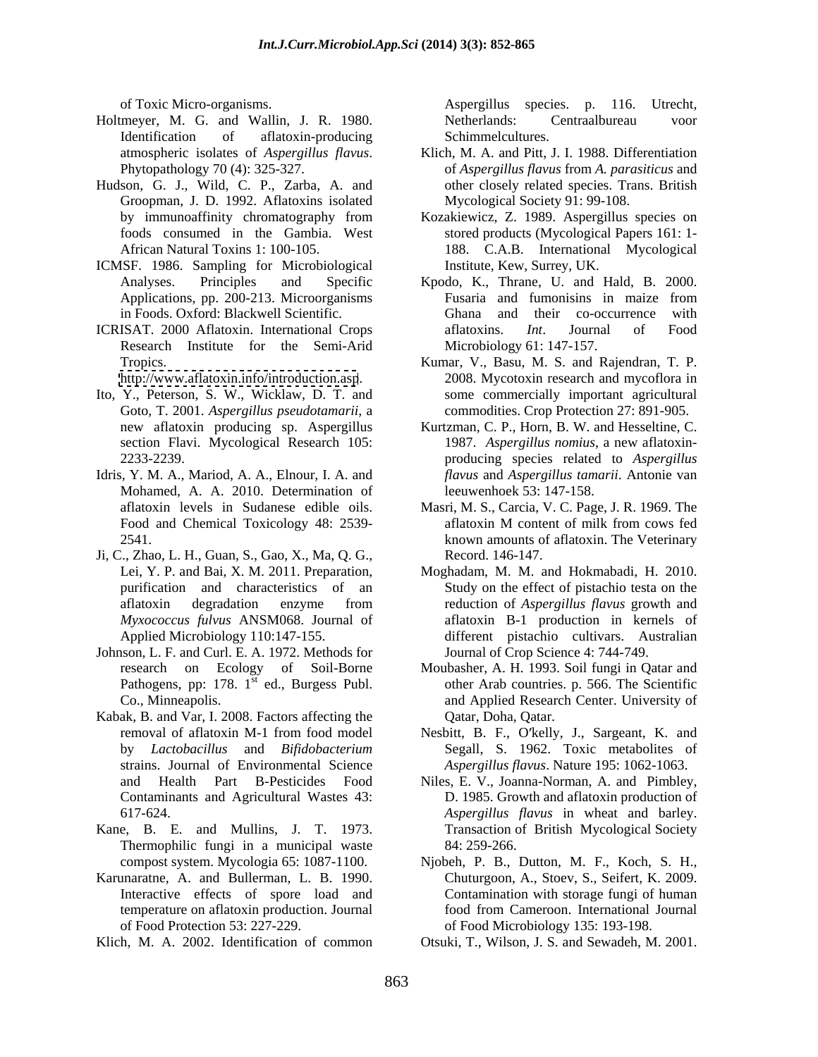of Toxic Micro-organisms.

Holtmeyer, M. G. and Wallin, J. R. 1980. Identification of aflatoxin-producing atmospheric isolates of *Aspergillus flavus*. Phytopathology 70 (4): 325-327.

Hudson, G. J., Wild, C. P., Zarba, A. and Groopman, J. D. 1992. Aflatoxins isolated by immunoaffinity chromatography from foods consumed in the Gambia. West African Natural Toxins 1: 100-105.

ICMSF. 1986. Sampling for Microbiological Analyses. Principles and Specific Applications, pp. 200-213. Microorganisms in Foods. Oxford: Blackwell Scientific.

ICRISAT. 2000 Aflatoxin. International Crops Research Institute for the Semi-Arid Tropics. http://www.aflatoxin.info/introduction.asp.

Ito, Y., Peterson, S. W., Wicklaw, D. T. and Goto, T. 2001. *Aspergillus pseudotamarii*, a new aflatoxin producing sp. Aspergillus section Flavi. Mycological Research 105: 2233-2239.

Idris, Y. M. A., Mariod, A. A., Elnour, I. A. and Mohamed, A. A. 2010. Determination of aflatoxin levels in Sudanese edible oils. Food and Chemical Toxicology 48: 2539-2541.

Ji, C., Zhao, L. H., Guan, S., Gao, X., Ma, Q. G., Lei, Y. P. and Bai, X. M. 2011. Preparation, purification and characteristics of an aflatoxin degradation enzyme from *Myxococcus fulvus* ANSM068. Journal of Applied Microbiology 110:147-155.

Johnson, L. F. and Curl. E. A. 1972. Methods for research on Ecology of Soil-Borne Pathogens, pp: 178. 1st ed., Burgess Publ. Co., Minneapolis.

Kabak, B. and Var, I. 2008. Factors affecting the removal of aflatoxin M-1 from food model by *Lactobacillus* and *Bifidobacterium* strains. Journal of Environmental Science and Health Part B-Pesticides Food Contaminants and Agricultural Wastes 43: 617-624.

Kane, B. E. and Mullins, J. T. 1973. Thermophilic fungi in a municipal waste compost system. Mycologia 65: 1087-1100.

Karunaratne, A. and Bullerman, L. B. 1990. Interactive effects of spore load and temperature on aflatoxin production. Journal of Food Protection 53: 227-229.

Klich, M. A. 2002. Identification of common Aspergillus species. p. 116. Utrecht, Netherlands: Centraalbureau voor Schimmelcultures.

Klich, M. A. and Pitt, J. I. 1988. Differentiation of *Aspergillus flavus* from *A. parasiticus* and other closely related species. Trans. British Mycological Society 91: 99-108.

Kozakiewicz, Z. 1989. Aspergillus species on stored products (Mycological Papers 161: 1-188. C.A.B. International Mycological Institute, Kew, Surrey, UK.

Kpodo, K., Thrane, U. and Hald, B. 2000. Fusaria and fumonisins in maize from Ghana and their co-occurrence with aflatoxins. *Int*. Journal of Food Microbiology 61: 147-157.

Kumar, V., Basu, M. S. and Rajendran, T. P. 2008. Mycotoxin research and mycoflora in some commercially important agricultural commodities. Crop Protection 27: 891-905.

Kurtzman, C. P., Horn, B. W. and Hesseltine, C. 1987. *Aspergillus nomius*, a new aflatoxin-producing species related to *Aspergillus flavus* and *Aspergillus tamarii*. Antonie van leeuwenhoek 53: 147-158.

Masri, M. S., Carcia, V. C. Page, J. R. 1969. The aflatoxin M content of milk from cows fed known amounts of aflatoxin. The Veterinary Record. 146-147.

Moghadam, M. M. and Hokmabadi, H. 2010. Study on the effect of pistachio testa on the reduction of *Aspergillus flavus* growth and aflatoxin B-1 production in kernels of different pistachio cultivars. Australian Journal of Crop Science 4: 744-749.

Moubasher, A. H. 1993. Soil fungi in Qatar and other Arab countries. p. 566. The Scientific and Applied Research Center. University of Qatar, Doha, Qatar.

Nesbitt, B. F., O′kelly, J., Sargeant, K. and Segall, S. 1962. Toxic metabolites of *Aspergillus flavus*. Nature 195: 1062-1063.

Niles, E. V., Joanna-Norman, A. and Pimbley, D. 1985. Growth and aflatoxin production of *Aspergillus flavus* in wheat and barley. Transaction of British Mycological Society 84: 259-266.

Njobeh, P. B., Dutton, M. F., Koch, S. H., Chuturgoon, A., Stoev, S., Seifert, K. 2009. Contamination with storage fungi of human food from Cameroon. International Journal of Food Microbiology 135: 193-198.

Otsuki, T., Wilson, J. S. and Sewadeh, M. 2001.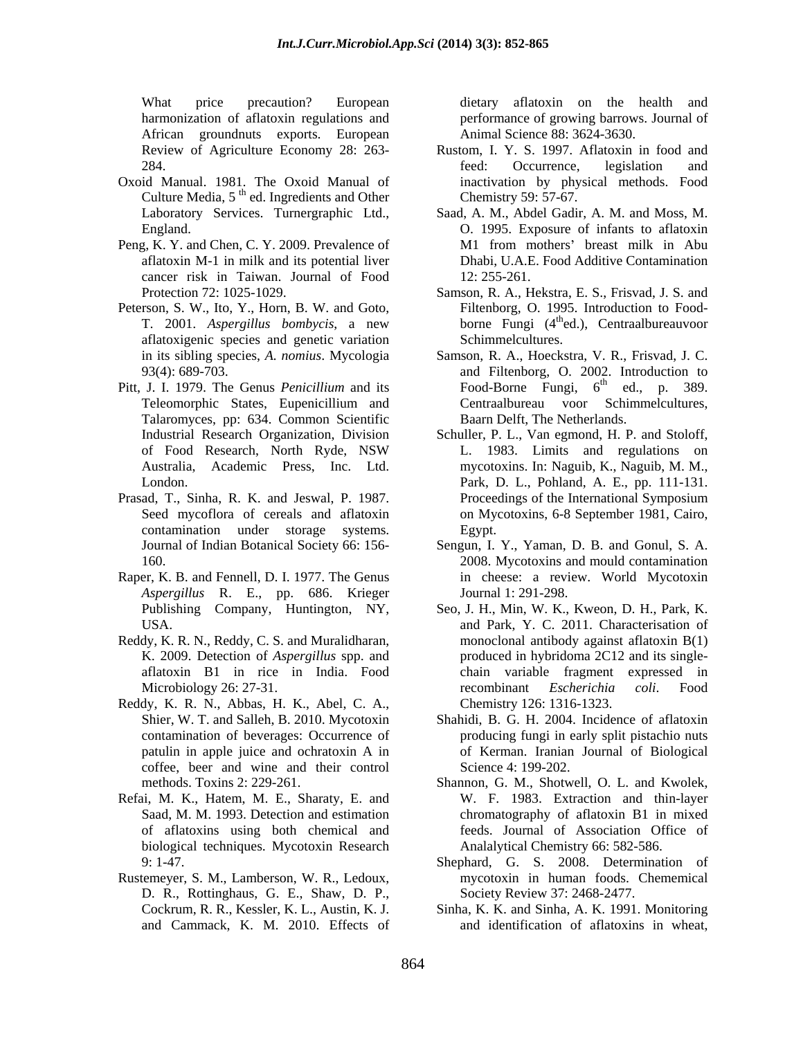What price precaution? European harmonization of aflatoxin regulations and African groundnuts exports. European Review of Agriculture Economy 28: 263-284.

Oxoid Manual. 1981. The Oxoid Manual of Culture Media, 5 [th] ed. Ingredients and Other Laboratory Services. Turnergraphic Ltd., England.

Peng, K. Y. and Chen, C. Y. 2009. Prevalence of aflatoxin M-1 in milk and its potential liver cancer risk in Taiwan. Journal of Food Protection 72: 1025-1029.

Peterson, S. W., Ito, Y., Horn, B. W. and Goto, T. 2001. *Aspergillus bombycis*, a new aflatoxigenic species and genetic variation in its sibling species, *A. nomius*. Mycologia 93(4): 689-703.

Pitt, J. I. 1979. The Genus *Penicillium* and its Teleomorphic States, Eupenicillium and Talaromyces, pp: 634. Common Scientific Industrial Research Organization, Division of Food Research, North Ryde, NSW Australia, Academic Press, Inc. Ltd. London.

Prasad, T., Sinha, R. K. and Jeswal, P. 1987. Seed mycoflora of cereals and aflatoxin contamination under storage systems. Journal of Indian Botanical Society 66: 156-160.

Raper, K. B. and Fennell, D. I. 1977. The Genus *Aspergillus* R. E., pp. 686. Krieger Publishing Company, Huntington, NY, USA.

Reddy, K. R. N., Reddy, C. S. and Muralidharan, K. 2009. Detection of *Aspergillus* spp. and aflatoxin B1 in rice in India. Food Microbiology 26: 27-31.

Reddy, K. R. N., Abbas, H. K., Abel, C. A., Shier, W. T. and Salleh, B. 2010. Mycotoxin contamination of beverages: Occurrence of patulin in apple juice and ochratoxin A in coffee, beer and wine and their control methods. Toxins 2: 229-261.

Refai, M. K., Hatem, M. E., Sharaty, E. and Saad, M. M. 1993. Detection and estimation of aflatoxins using both chemical and biological techniques. Mycotoxin Research 9: 1-47.

Rustemeyer, S. M., Lamberson, W. R., Ledoux, D. R., Rottinghaus, G. E., Shaw, D. P., Cockrum, R. R., Kessler, K. L., Austin, K. J. and Cammack, K. M. 2010. Effects of dietary aflatoxin on the health and performance of growing barrows. Journal of Animal Science 88: 3624-3630.

Rustom, I. Y. S. 1997. Aflatoxin in food and feed: Occurrence, legislation and inactivation by physical methods. Food Chemistry 59: 57-67.

Saad, A. M., Abdel Gadir, A. M. and Moss, M. O. 1995. Exposure of infants to aflatoxin M1 from mothers' breast milk in Abu Dhabi, U.A.E. Food Additive Contamination 12: 255-261.

Samson, R. A., Hekstra, E. S., Frisvad, J. S. and Filtenborg, O. 1995. Introduction to Food-borne Fungi (4[th]ed.), Centraalbureauvoor Schimmelcultures.

Samson, R. A., Hoeckstra, V. R., Frisvad, J. C. and Filtenborg, O. 2002. Introduction to Food-Borne Fungi, 6[th] ed., p. 389. Centraalbureau voor Schimmelcultures, Baarn Delft, The Netherlands.

Schuller, P. L., Van egmond, H. P. and Stoloff, L. 1983. Limits and regulations on mycotoxins. In: Naguib, K., Naguib, M. M., Park, D. L., Pohland, A. E., pp. 111-131. Proceedings of the International Symposium on Mycotoxins, 6-8 September 1981, Cairo, Egypt.

Sengun, I. Y., Yaman, D. B. and Gonul, S. A. 2008. Mycotoxins and mould contamination in cheese: a review. World Mycotoxin Journal 1: 291-298.

Seo, J. H., Min, W. K., Kweon, D. H., Park, K. and Park, Y. C. 2011. Characterisation of monoclonal antibody against aflatoxin B(1) produced in hybridoma 2C12 and its single-chain variable fragment expressed in recombinant *Escherichia coli*. Food Chemistry 126: 1316-1323.

Shahidi, B. G. H. 2004. Incidence of aflatoxin producing fungi in early split pistachio nuts of Kerman. Iranian Journal of Biological Science 4: 199-202.

Shannon, G. M., Shotwell, O. L. and Kwolek, W. F. 1983. Extraction and thin-layer chromatography of aflatoxin B1 in mixed feeds. Journal of Association Office of Analalytical Chemistry 66: 582-586.

Shephard, G. S. 2008. Determination of mycotoxin in human foods. Chememical Society Review 37: 2468-2477.

Sinha, K. K. and Sinha, A. K. 1991. Monitoring and identification of aflatoxins in wheat,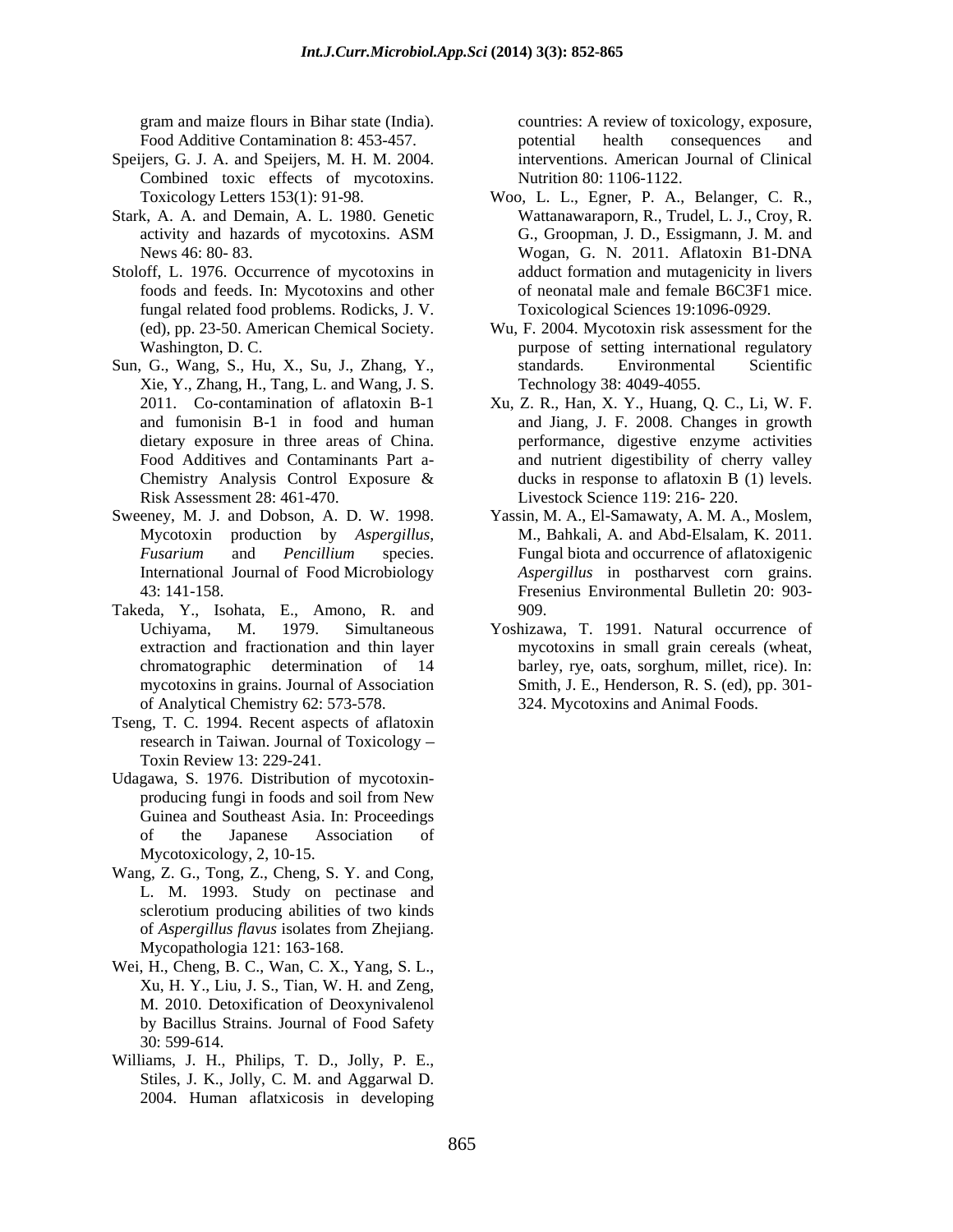gram and maize flours in Bihar state (India). Food Additive Contamination 8: 453-457.

Speijers, G. J. A. and Speijers, M. H. M. 2004. Combined toxic effects of mycotoxins. Toxicology Letters 153(1): 91-98.

Stark, A. A. and Demain, A. L. 1980. Genetic activity and hazards of mycotoxins. ASM News 46: 80- 83.

Stoloff, L. 1976. Occurrence of mycotoxins in foods and feeds. In: Mycotoxins and other fungal related food problems. Rodicks, J. V. (ed), pp. 23-50. American Chemical Society. Washington, D. C.

Sun, G., Wang, S., Hu, X., Su, J., Zhang, Y., Xie, Y., Zhang, H., Tang, L. and Wang, J. S. 2011. Co-contamination of aflatoxin B-1 and fumonisin B-1 in food and human dietary exposure in three areas of China. Food Additives and Contaminants Part a-Chemistry Analysis Control Exposure & Risk Assessment 28: 461-470.

Sweeney, M. J. and Dobson, A. D. W. 1998. Mycotoxin production by *Aspergillus*, *Fusarium* and *Pencillium* species. International Journal of Food Microbiology 43: 141-158.

Takeda, Y., Isohata, E., Amono, R. and Uchiyama, M. 1979. Simultaneous extraction and fractionation and thin layer chromatographic determination of 14 mycotoxins in grains. Journal of Association of Analytical Chemistry 62: 573-578.

Tseng, T. C. 1994. Recent aspects of aflatoxin research in Taiwan. Journal of Toxicology – Toxin Review 13: 229-241.

Udagawa, S. 1976. Distribution of mycotoxin-producing fungi in foods and soil from New Guinea and Southeast Asia. In: Proceedings of the Japanese Association of Mycotoxicology, 2, 10-15.

Wang, Z. G., Tong, Z., Cheng, S. Y. and Cong, L. M. 1993. Study on pectinase and sclerotium producing abilities of two kinds of *Aspergillus flavus* isolates from Zhejiang. Mycopathologia 121: 163-168.

Wei, H., Cheng, B. C., Wan, C. X., Yang, S. L., Xu, H. Y., Liu, J. S., Tian, W. H. and Zeng, M. 2010. Detoxification of Deoxynivalenol by Bacillus Strains. Journal of Food Safety 30: 599-614.

Williams, J. H., Philips, T. D., Jolly, P. E., Stiles, J. K., Jolly, C. M. and Aggarwal D. 2004. Human aflatxicosis in developing countries: A review of toxicology, exposure, potential health consequences and interventions. American Journal of Clinical Nutrition 80: 1106-1122.

Woo, L. L., Egner, P. A., Belanger, C. R., Wattanawaraporn, R., Trudel, L. J., Croy, R. G., Groopman, J. D., Essigmann, J. M. and Wogan, G. N. 2011. Aflatoxin B1-DNA adduct formation and mutagenicity in livers of neonatal male and female B6C3F1 mice. Toxicological Sciences 19:1096-0929.

Wu, F. 2004. Mycotoxin risk assessment for the purpose of setting international regulatory standards. Environmental Scientific Technology 38: 4049-4055.

Xu, Z. R., Han, X. Y., Huang, Q. C., Li, W. F. and Jiang, J. F. 2008. Changes in growth performance, digestive enzyme activities and nutrient digestibility of cherry valley ducks in response to aflatoxin B (1) levels. Livestock Science 119: 216- 220.

Yassin, M. A., El-Samawaty, A. M. A., Moslem, M., Bahkali, A. and Abd-Elsalam, K. 2011. Fungal biota and occurrence of aflatoxigenic *Aspergillus* in postharvest corn grains. Fresenius Environmental Bulletin 20: 903-909.

Yoshizawa, T. 1991. Natural occurrence of mycotoxins in small grain cereals (wheat, barley, rye, oats, sorghum, millet, rice). In: Smith, J. E., Henderson, R. S. (ed), pp. 301-324. Mycotoxins and Animal Foods.